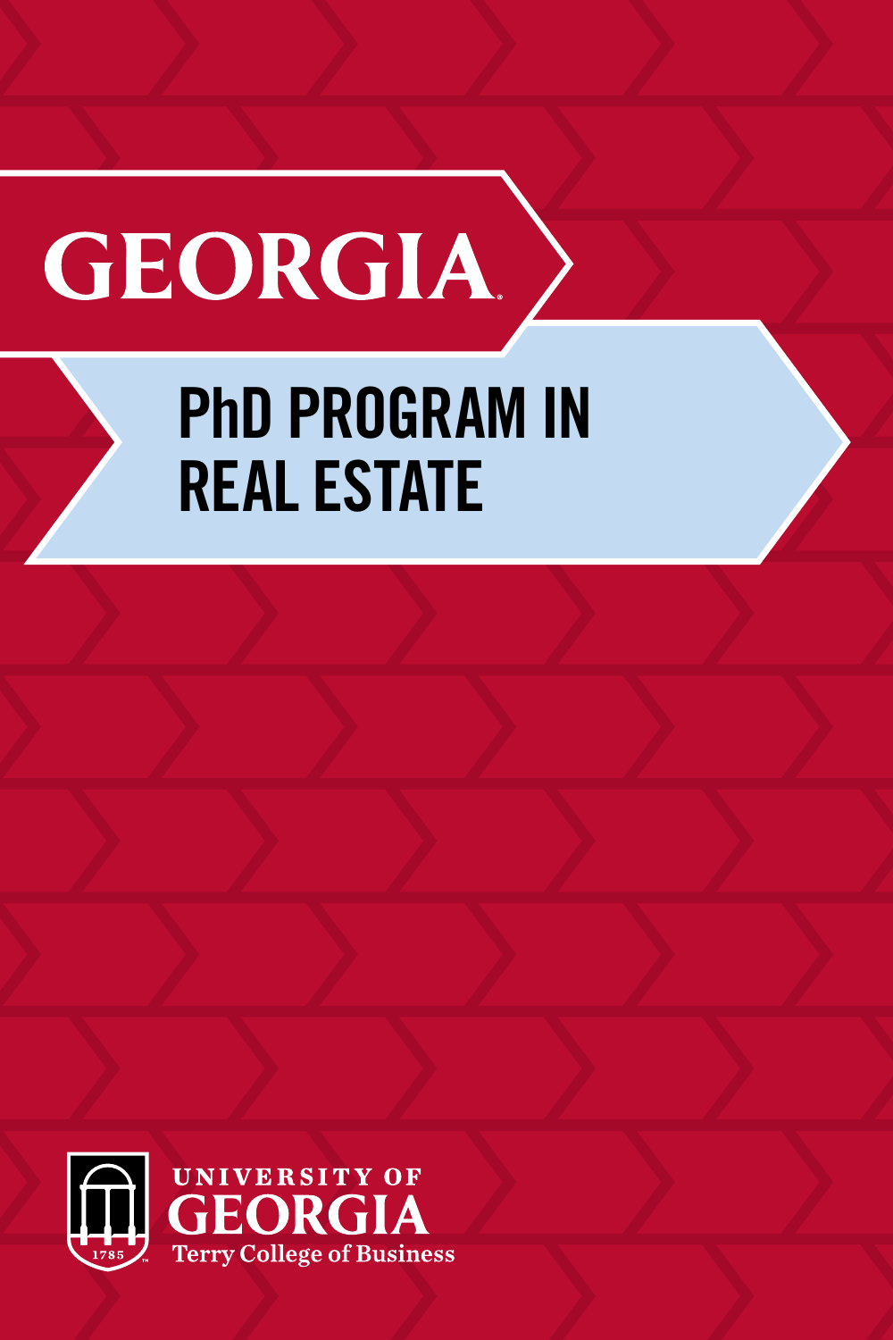# GEORGIA

## PhD PROGRAM IN REAL ESTATE

UNIVERSITY OF GEORGIA
Terry College of Business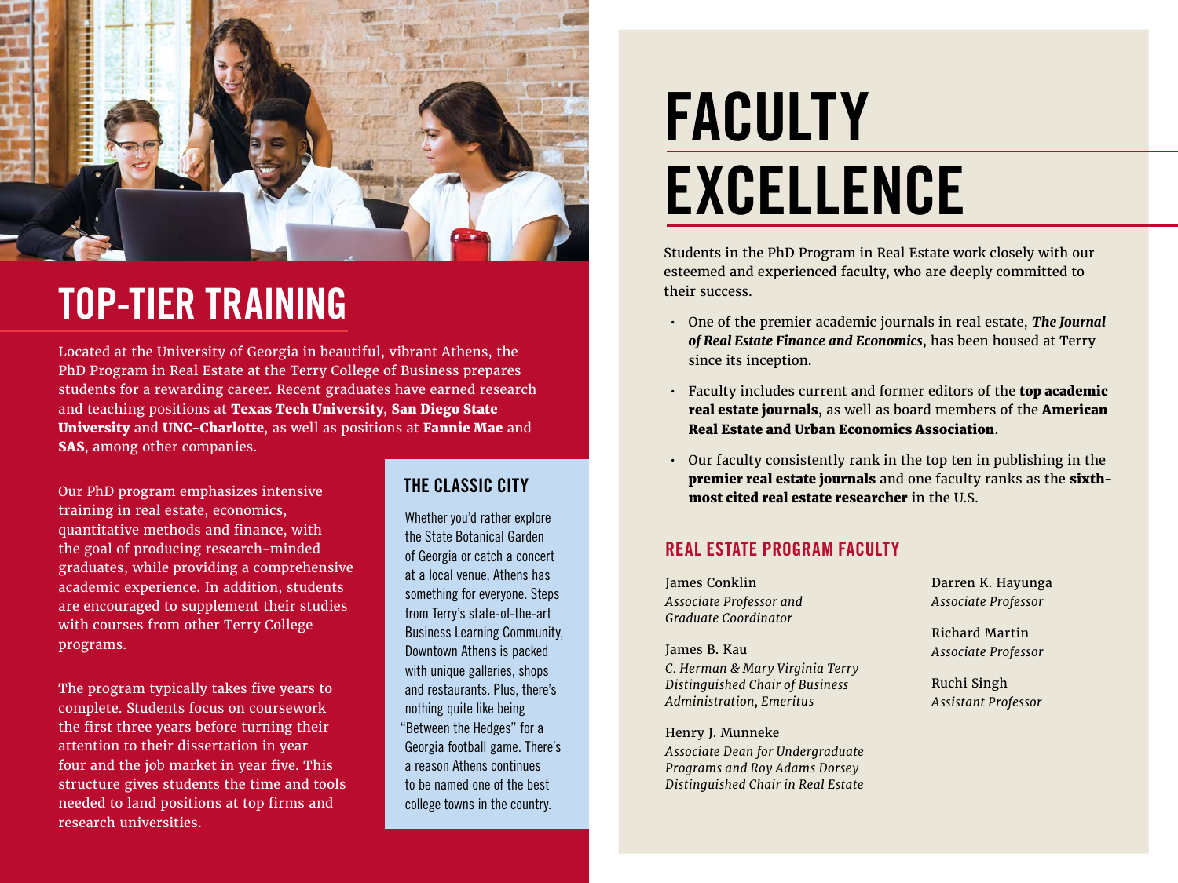## TOP-TIER TRAINING

Located at the University of Georgia in beautiful, vibrant Athens, the PhD Program in Real Estate at the Terry College of Business prepares students for a rewarding career. Recent graduates have earned research and teaching positions at **Texas Tech University**, **San Diego State University** and **UNC-Charlotte**, as well as positions at **Fannie Mae** and **SAS**, among other companies.

Our PhD program emphasizes intensive training in real estate, economics, quantitative methods and finance, with the goal of producing research-minded graduates, while providing a comprehensive academic experience. In addition, students are encouraged to supplement their studies with courses from other Terry College programs.

The program typically takes five years to complete. Students focus on coursework the first three years before turning their attention to their dissertation in year four and the job market in year five. This structure gives students the time and tools needed to land positions at top firms and research universities.

### THE CLASSIC CITY

Whether you'd rather explore the State Botanical Garden of Georgia or catch a concert at a local venue, Athens has something for everyone. Steps from Terry's state-of-the-art Business Learning Community, Downtown Athens is packed with unique galleries, shops and restaurants. Plus, there's nothing quite like being "Between the Hedges" for a Georgia football game. There's a reason Athens continues to be named one of the best college towns in the country.

# FACULTY EXCELLENCE

Students in the PhD Program in Real Estate work closely with our esteemed and experienced faculty, who are deeply committed to their success.

- One of the premier academic journals in real estate, ***The Journal of Real Estate Finance and Economics***, has been housed at Terry since its inception.
- Faculty includes current and former editors of the **top academic real estate journals**, as well as board members of the **American Real Estate and Urban Economics Association**.
- Our faculty consistently rank in the top ten in publishing in the **premier real estate journals** and one faculty ranks as the **sixth-most cited real estate researcher** in the U.S.

### REAL ESTATE PROGRAM FACULTY

James Conklin
*Associate Professor and Graduate Coordinator*

James B. Kau
*C. Herman & Mary Virginia Terry Distinguished Chair of Business Administration, Emeritus*

Henry J. Munneke
*Associate Dean for Undergraduate Programs and Roy Adams Dorsey Distinguished Chair in Real Estate*

Darren K. Hayunga
*Associate Professor*

Richard Martin
*Associate Professor*

Ruchi Singh
*Assistant Professor*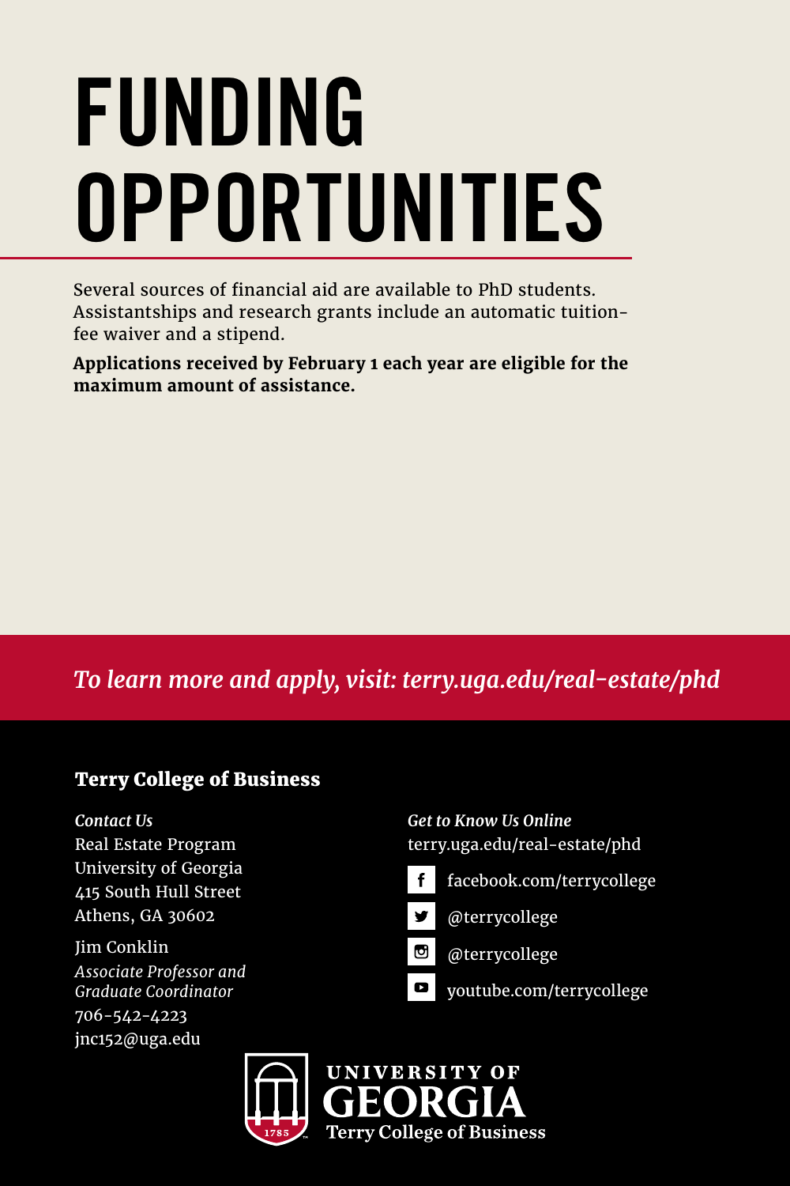# FUNDING OPPORTUNITIES

Several sources of financial aid are available to PhD students. Assistantships and research grants include an automatic tuition-fee waiver and a stipend.

**Applications received by February 1 each year are eligible for the maximum amount of assistance.**

*To learn more and apply, visit: terry.uga.edu/real-estate/phd*

## Terry College of Business

*Contact Us*
Real Estate Program
University of Georgia
415 South Hull Street
Athens, GA 30602

Jim Conklin
*Associate Professor and Graduate Coordinator*
706-542-4223
jnc152@uga.edu

*Get to Know Us Online*
terry.uga.edu/real-estate/phd

facebook.com/terrycollege
@terrycollege
@terrycollege
youtube.com/terrycollege

UNIVERSITY OF GEORGIA
Terry College of Business